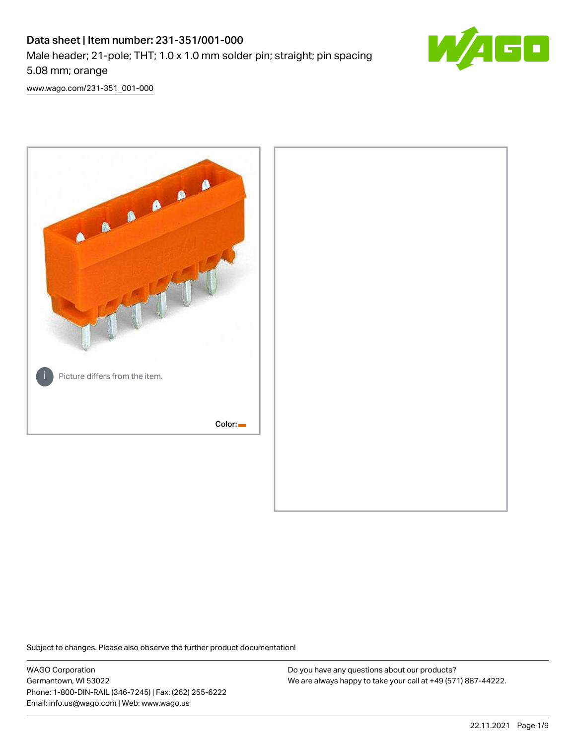# Data sheet | Item number: 231-351/001-000

Male header; 21-pole; THT; 1.0 x 1.0 mm solder pin; straight; pin spacing 5.08 mm; orange

www.wago.com/231-351_001-000

Picture differs from the item.

Color:

Subject to changes. Please also observe the further product documentation!

WAGO Corporation
Germantown, WI 53022
Phone: 1-800-DIN-RAIL (346-7245) | Fax: (262) 255-6222
Email: info.us@wago.com | Web: www.wago.us

Do you have any questions about our products?
We are always happy to take your call at +49 (571) 887-44222.

22.11.2021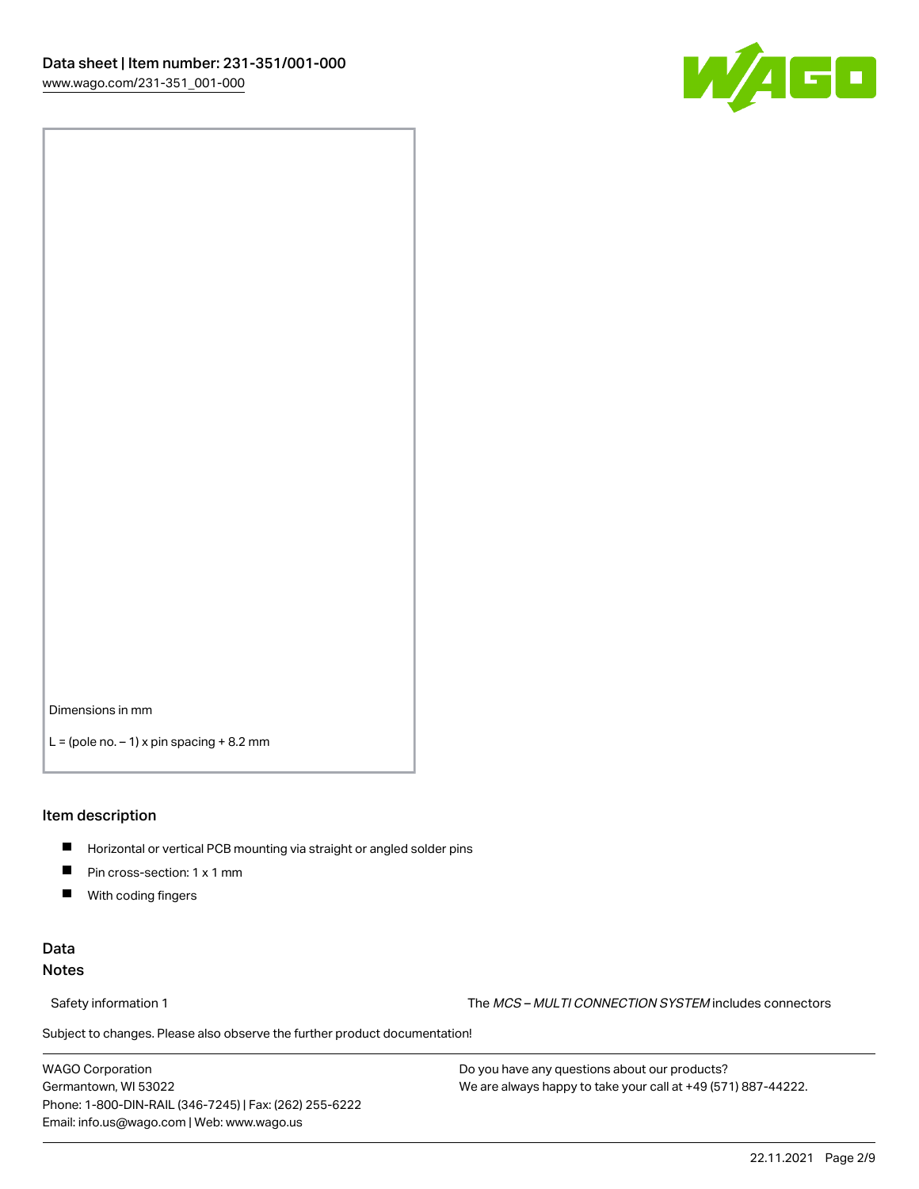Dimensions in mm

L = (pole no. – 1) x pin spacing + 8.2 mm

## Item description

- Horizontal or vertical PCB mounting via straight or angled solder pins
- Pin cross-section: 1 x 1 mm
- With coding fingers

## Data

### Notes

Safety information 1 The *MCS – MULTI CONNECTION SYSTEM* includes connectors

Subject to changes. Please also observe the further product documentation!

WAGO Corporation
Germantown, WI 53022
Phone: 1-800-DIN-RAIL (346-7245) | Fax: (262) 255-6222
Email: info.us@wago.com | Web: www.wago.us

Do you have any questions about our products?
We are always happy to take your call at +49 (571) 887-44222.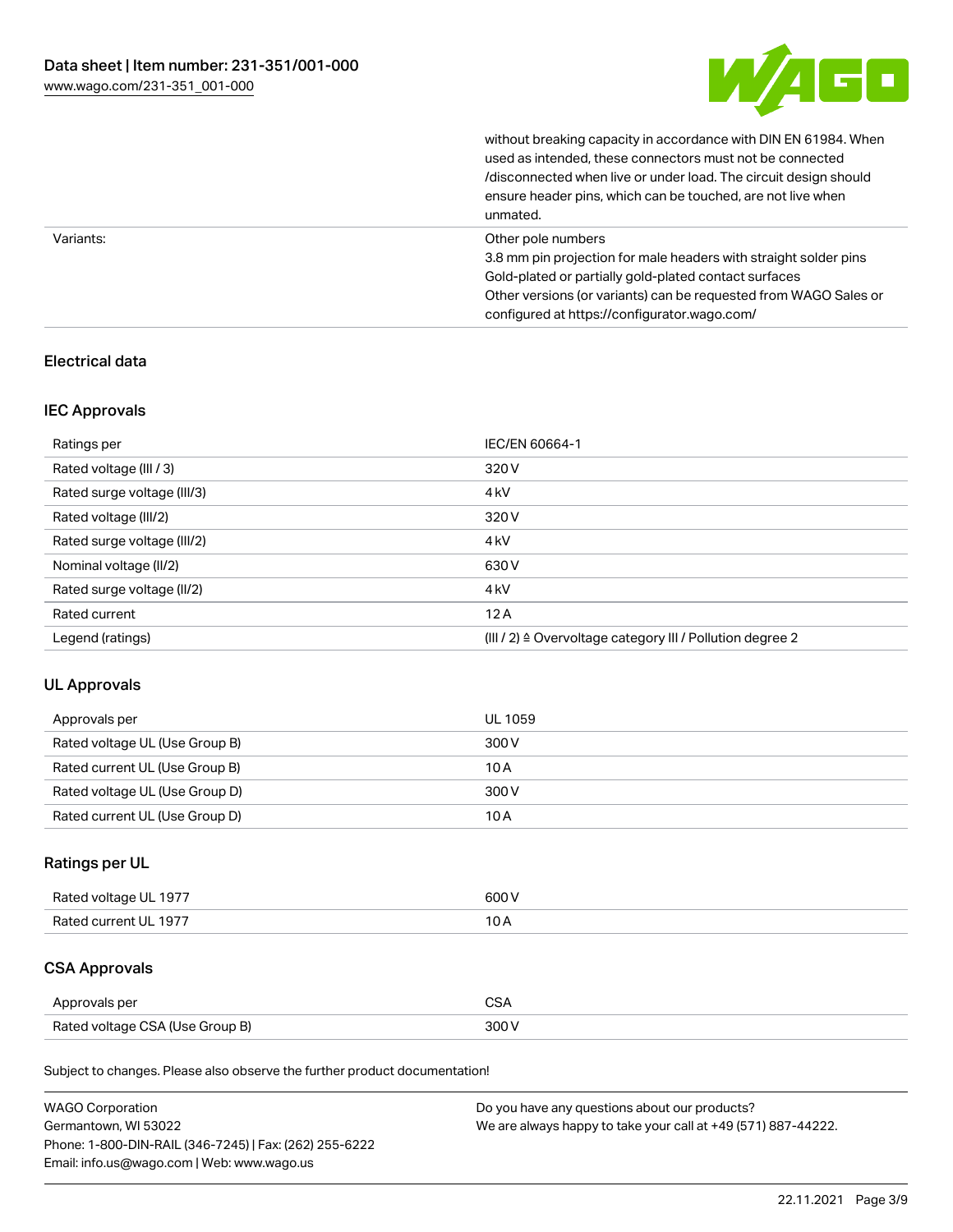| | |
|---|---|
| | without breaking capacity in accordance with DIN EN 61984. When used as intended, these connectors must not be connected /disconnected when live or under load. The circuit design should ensure header pins, which can be touched, are not live when unmated. |
| Variants: | Other pole numbers<br>3.8 mm pin projection for male headers with straight solder pins<br>Gold-plated or partially gold-plated contact surfaces<br>Other versions (or variants) can be requested from WAGO Sales or configured at https://configurator.wago.com/ |

## Electrical data

### IEC Approvals

| | |
|---|---|
| Ratings per | IEC/EN 60664-1 |
| Rated voltage (III / 3) | 320 V |
| Rated surge voltage (III/3) | 4 kV |
| Rated voltage (III/2) | 320 V |
| Rated surge voltage (III/2) | 4 kV |
| Nominal voltage (II/2) | 630 V |
| Rated surge voltage (II/2) | 4 kV |
| Rated current | 12 A |
| Legend (ratings) | (III / 2) ≙ Overvoltage category III / Pollution degree 2 |

### UL Approvals

| | |
|---|---|
| Approvals per | UL 1059 |
| Rated voltage UL (Use Group B) | 300 V |
| Rated current UL (Use Group B) | 10 A |
| Rated voltage UL (Use Group D) | 300 V |
| Rated current UL (Use Group D) | 10 A |

### Ratings per UL

| | |
|---|---|
| Rated voltage UL 1977 | 600 V |
| Rated current UL 1977 | 10 A |

### CSA Approvals

| | |
|---|---|
| Approvals per | CSA |
| Rated voltage CSA (Use Group B) | 300 V |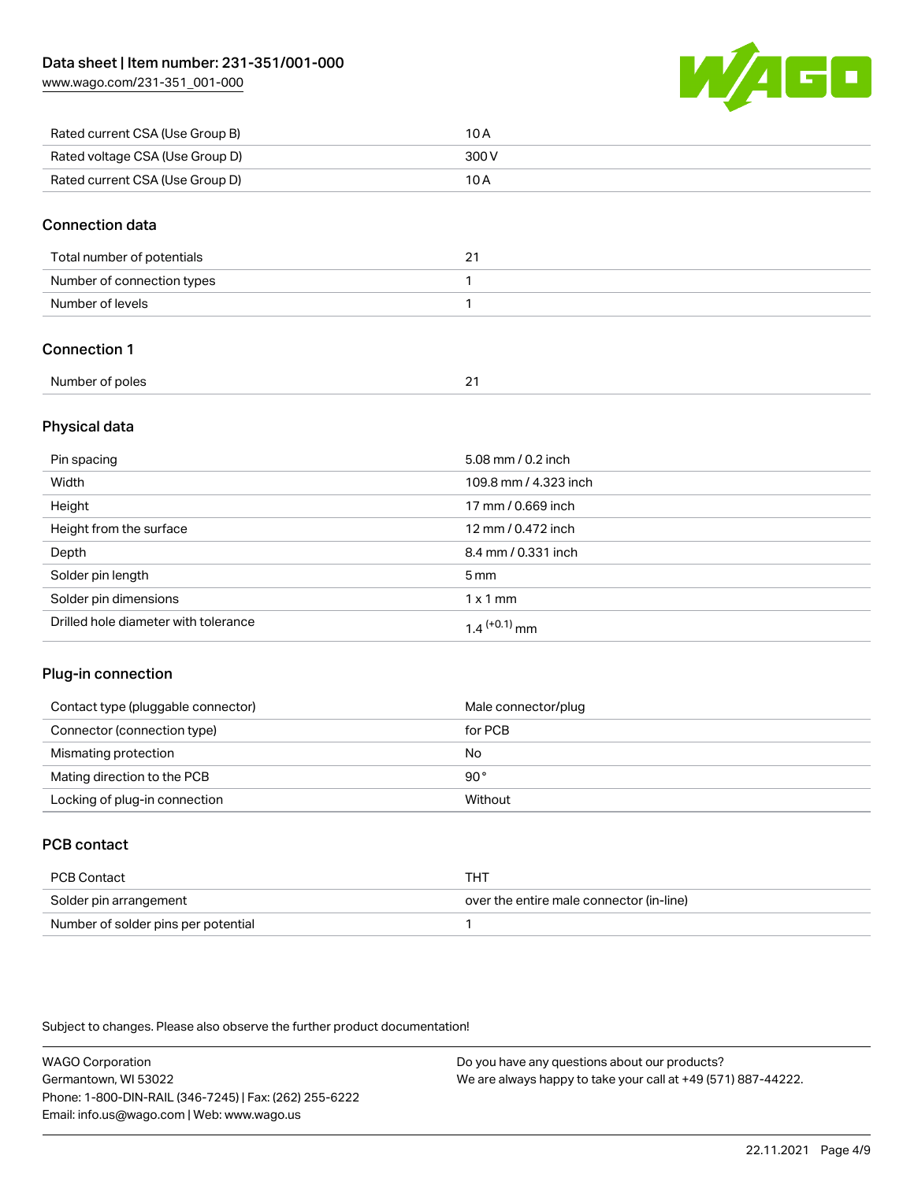| Rated current CSA (Use Group B) | 10 A |
| --- | --- |
| Rated voltage CSA (Use Group D) | 300 V |
| Rated current CSA (Use Group D) | 10 A |

## Connection data

| Total number of potentials | 21 |
| --- | --- |
| Number of connection types | 1 |
| Number of levels | 1 |

## Connection 1

| Number of poles | 21 |
| --- | --- |

## Physical data

| Pin spacing | 5.08 mm / 0.2 inch |
| --- | --- |
| Width | 109.8 mm / 4.323 inch |
| Height | 17 mm / 0.669 inch |
| Height from the surface | 12 mm / 0.472 inch |
| Depth | 8.4 mm / 0.331 inch |
| Solder pin length | 5 mm |
| Solder pin dimensions | 1 x 1 mm |
| Drilled hole diameter with tolerance | $1.4^{(+0.1)}$ mm |

## Plug-in connection

| Contact type (pluggable connector) | Male connector/plug |
| --- | --- |
| Connector (connection type) | for PCB |
| Mismating protection | No |
| Mating direction to the PCB | 90° |
| Locking of plug-in connection | Without |

## PCB contact

| PCB Contact | THT |
| --- | --- |
| Solder pin arrangement | over the entire male connector (in-line) |
| Number of solder pins per potential | 1 |

Subject to changes. Please also observe the further product documentation!

WAGO Corporation
Germantown, WI 53022
Phone: 1-800-DIN-RAIL (346-7245) | Fax: (262) 255-6222
Email: info.us@wago.com | Web: www.wago.us

Do you have any questions about our products?
We are always happy to take your call at +49 (571) 887-44222.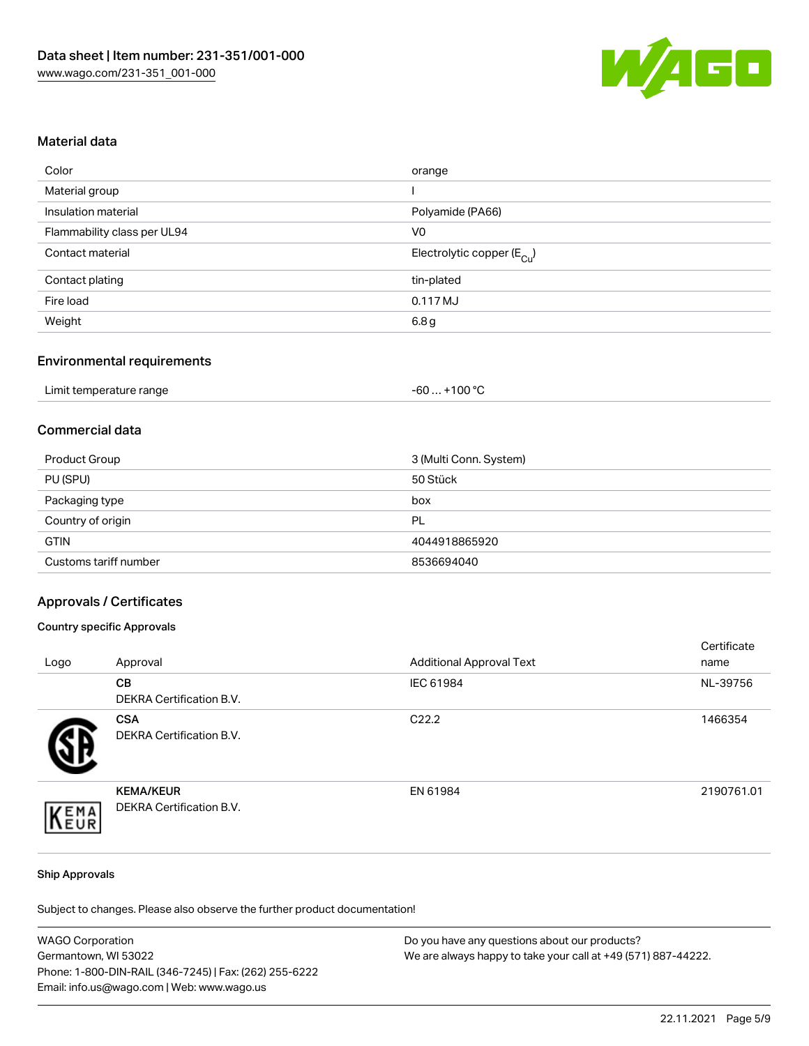## Material data

| | |
|---|---|
| Color | orange |
| Material group | I |
| Insulation material | Polyamide (PA66) |
| Flammability class per UL94 | V0 |
| Contact material | Electrolytic copper ($E_{Cu}$) |
| Contact plating | tin-plated |
| Fire load | 0.117 MJ |
| Weight | 6.8 g |

## Environmental requirements

| | |
|---|---|
| Limit temperature range | -60 … +100 °C |

## Commercial data

| | |
|---|---|
| Product Group | 3 (Multi Conn. System) |
| PU (SPU) | 50 Stück |
| Packaging type | box |
| Country of origin | PL |
| GTIN | 4044918865920 |
| Customs tariff number | 8536694040 |

## Approvals / Certificates

### Country specific Approvals

| Logo | Approval | Additional Approval Text | Certificate name |
|---|---|---|---|
| | **CB**<br>DEKRA Certification B.V. | IEC 61984 | NL-39756 |
| | **CSA**<br>DEKRA Certification B.V. | C22.2 | 1466354 |
| | **KEMA/KEUR**<br>DEKRA Certification B.V. | EN 61984 | 2190761.01 |

### Ship Approvals

Subject to changes. Please also observe the further product documentation!

WAGO Corporation
Germantown, WI 53022
Phone: 1-800-DIN-RAIL (346-7245) | Fax: (262) 255-6222
Email: info.us@wago.com | Web: www.wago.us

Do you have any questions about our products?
We are always happy to take your call at +49 (571) 887-44222.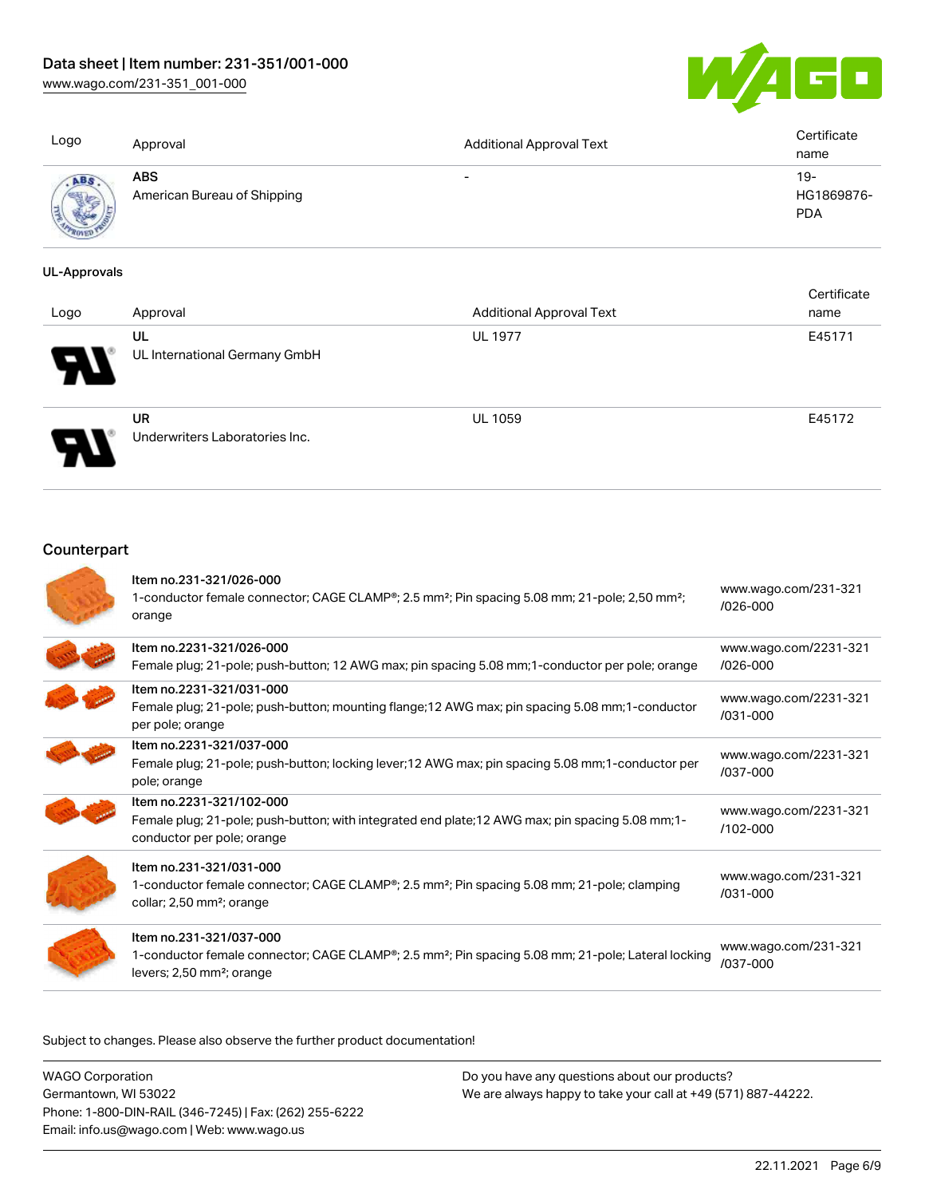| Logo | Approval | Additional Approval Text | Certificate name |
| --- | --- | --- | --- |
| | **ABS** American Bureau of Shipping | - | 19-HG1869876-PDA |

**UL-Approvals**

| Logo | Approval | Additional Approval Text | Certificate name |
| --- | --- | --- | --- |
| | **UL** UL International Germany GmbH | UL 1977 | E45171 |
| | **UR** Underwriters Laboratories Inc. | UL 1059 | E45172 |

## Counterpart

| | | |
| --- | --- | --- |
| | Item no.231-321/026-000<br>1-conductor female connector; CAGE CLAMP®; 2.5 mm²; Pin spacing 5.08 mm; 21-pole; 2,50 mm²; orange | www.wago.com/231-321/026-000 |
| | Item no.2231-321/026-000<br>Female plug; 21-pole; push-button; 12 AWG max; pin spacing 5.08 mm;1-conductor per pole; orange | www.wago.com/2231-321/026-000 |
| | Item no.2231-321/031-000<br>Female plug; 21-pole; push-button; mounting flange;12 AWG max; pin spacing 5.08 mm;1-conductor per pole; orange | www.wago.com/2231-321/031-000 |
| | Item no.2231-321/037-000<br>Female plug; 21-pole; push-button; locking lever;12 AWG max; pin spacing 5.08 mm;1-conductor per pole; orange | www.wago.com/2231-321/037-000 |
| | Item no.2231-321/102-000<br>Female plug; 21-pole; push-button; with integrated end plate;12 AWG max; pin spacing 5.08 mm;1-conductor per pole; orange | www.wago.com/2231-321/102-000 |
| | Item no.231-321/031-000<br>1-conductor female connector; CAGE CLAMP®; 2.5 mm²; Pin spacing 5.08 mm; 21-pole; clamping collar; 2,50 mm²; orange | www.wago.com/231-321/031-000 |
| | Item no.231-321/037-000<br>1-conductor female connector; CAGE CLAMP®; 2.5 mm²; Pin spacing 5.08 mm; 21-pole; Lateral locking levers; 2,50 mm²; orange | www.wago.com/231-321/037-000 |

Subject to changes. Please also observe the further product documentation!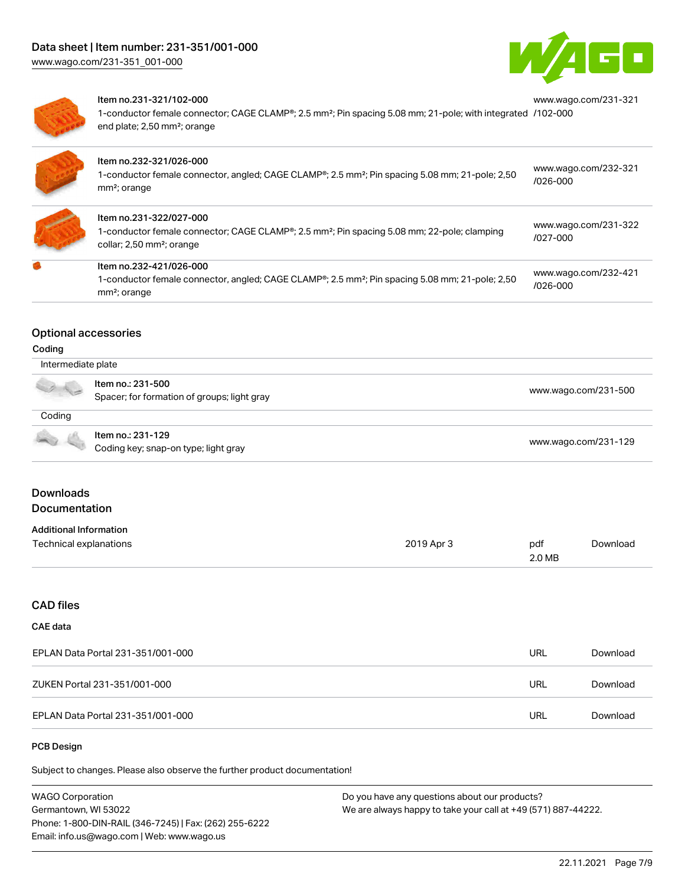| Item | Description | URL |
| --- | --- | --- |
| Item no.231-321/102-000 | 1-conductor female connector; CAGE CLAMP®; 2.5 mm²; Pin spacing 5.08 mm; 21-pole; with integrated end plate; 2,50 mm²; orange | www.wago.com/231-321/102-000 |
| Item no.232-321/026-000 | 1-conductor female connector, angled; CAGE CLAMP®; 2.5 mm²; Pin spacing 5.08 mm; 21-pole; 2,50 mm²; orange | www.wago.com/232-321/026-000 |
| Item no.231-322/027-000 | 1-conductor female connector; CAGE CLAMP®; 2.5 mm²; Pin spacing 5.08 mm; 22-pole; clamping collar; 2,50 mm²; orange | www.wago.com/231-322/027-000 |
| Item no.232-421/026-000 | 1-conductor female connector, angled; CAGE CLAMP®; 2.5 mm²; Pin spacing 5.08 mm; 21-pole; 2,50 mm²; orange | www.wago.com/232-421/026-000 |

## Optional accessories

### Coding

**Intermediate plate**

| Item | Description | URL |
| --- | --- | --- |
| Item no.: 231-500 | Spacer; for formation of groups; light gray | www.wago.com/231-500 |

**Coding**

| Item | Description | URL |
| --- | --- | --- |
| Item no.: 231-129 | Coding key; snap-on type; light gray | www.wago.com/231-129 |

## Downloads

## Documentation

### Additional Information

| Document | Date | Format | Link |
| --- | --- | --- | --- |
| Technical explanations | 2019 Apr 3 | pdf 2.0 MB | Download |

## CAD files

### CAE data

| Name | Type | Link |
| --- | --- | --- |
| EPLAN Data Portal 231-351/001-000 | URL | Download |
| ZUKEN Portal 231-351/001-000 | URL | Download |
| EPLAN Data Portal 231-351/001-000 | URL | Download |

### PCB Design

Subject to changes. Please also observe the further product documentation!

WAGO Corporation
Germantown, WI 53022
Phone: 1-800-DIN-RAIL (346-7245) | Fax: (262) 255-6222
Email: info.us@wago.com | Web: www.wago.us

Do you have any questions about our products?
We are always happy to take your call at +49 (571) 887-44222.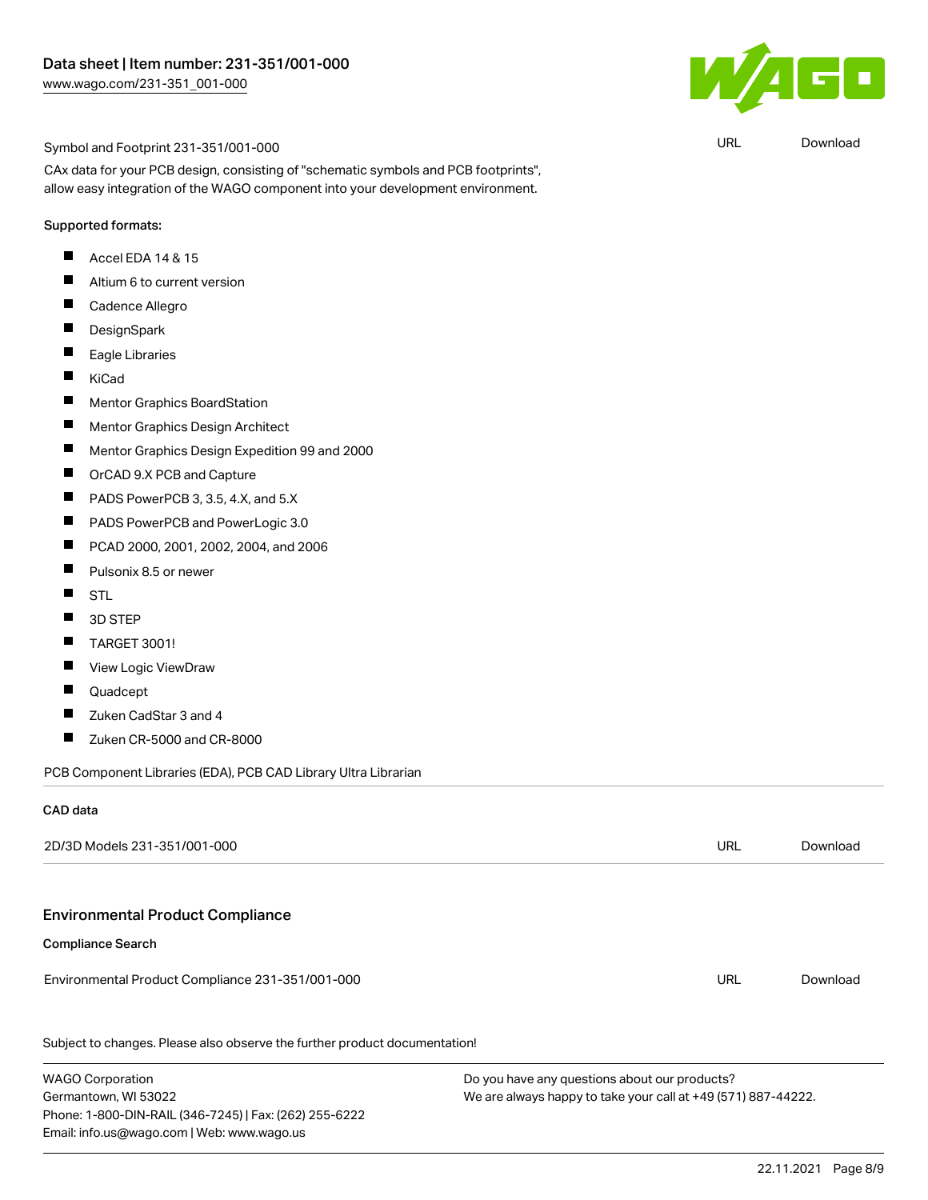| Symbol and Footprint 231-351/001-000 | URL | Download |
| --- | --- | --- |

CAx data for your PCB design, consisting of "schematic symbols and PCB footprints", allow easy integration of the WAGO component into your development environment.

Supported formats:

- Accel EDA 14 & 15
- Altium 6 to current version
- Cadence Allegro
- DesignSpark
- Eagle Libraries
- KiCad
- Mentor Graphics BoardStation
- Mentor Graphics Design Architect
- Mentor Graphics Design Expedition 99 and 2000
- OrCAD 9.X PCB and Capture
- PADS PowerPCB 3, 3.5, 4.X, and 5.X
- PADS PowerPCB and PowerLogic 3.0
- PCAD 2000, 2001, 2002, 2004, and 2006
- Pulsonix 8.5 or newer
- STL
- 3D STEP
- TARGET 3001!
- View Logic ViewDraw
- Quadcept
- Zuken CadStar 3 and 4
- Zuken CR-5000 and CR-8000

PCB Component Libraries (EDA), PCB CAD Library Ultra Librarian

**CAD data**

| 2D/3D Models 231-351/001-000 | URL | Download |
| --- | --- | --- |

## Environmental Product Compliance

**Compliance Search**

| Environmental Product Compliance 231-351/001-000 | URL | Download |
| --- | --- | --- |

Subject to changes. Please also observe the further product documentation!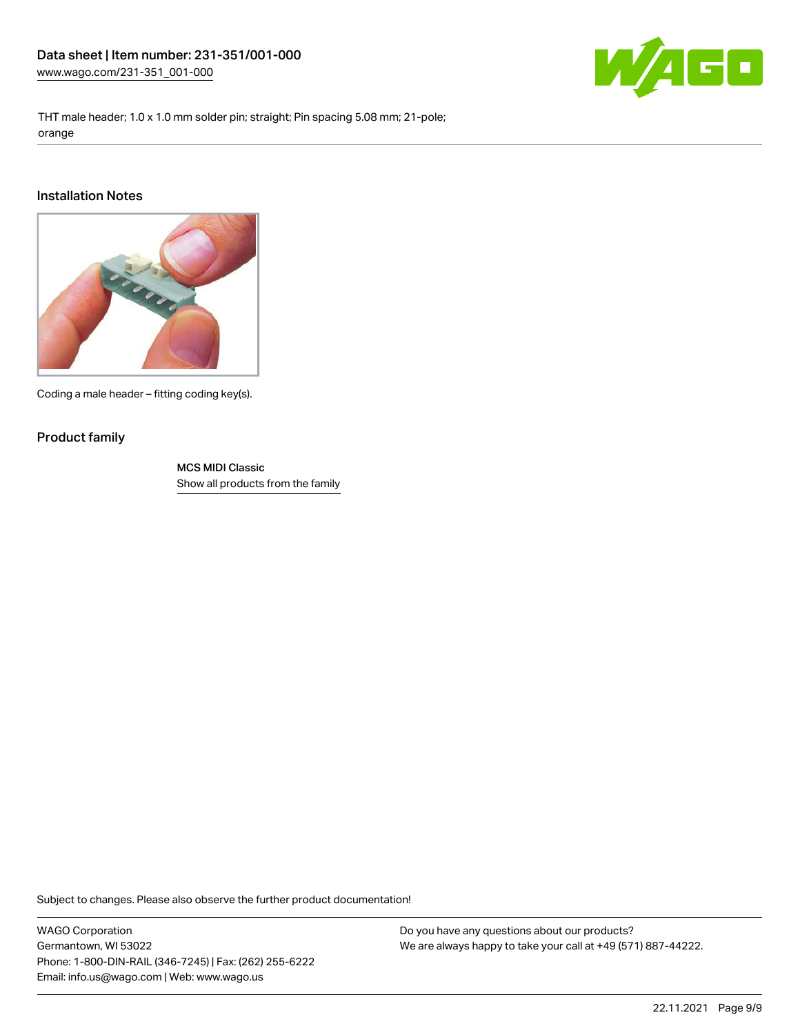THT male header; 1.0 x 1.0 mm solder pin; straight; Pin spacing 5.08 mm; 21-pole; orange

## Installation Notes

Coding a male header – fitting coding key(s).

## Product family

MCS MIDI Classic
Show all products from the family

Subject to changes. Please also observe the further product documentation!

WAGO Corporation
Germantown, WI 53022
Phone: 1-800-DIN-RAIL (346-7245) | Fax: (262) 255-6222
Email: info.us@wago.com | Web: www.wago.us

Do you have any questions about our products?
We are always happy to take your call at +49 (571) 887-44222.